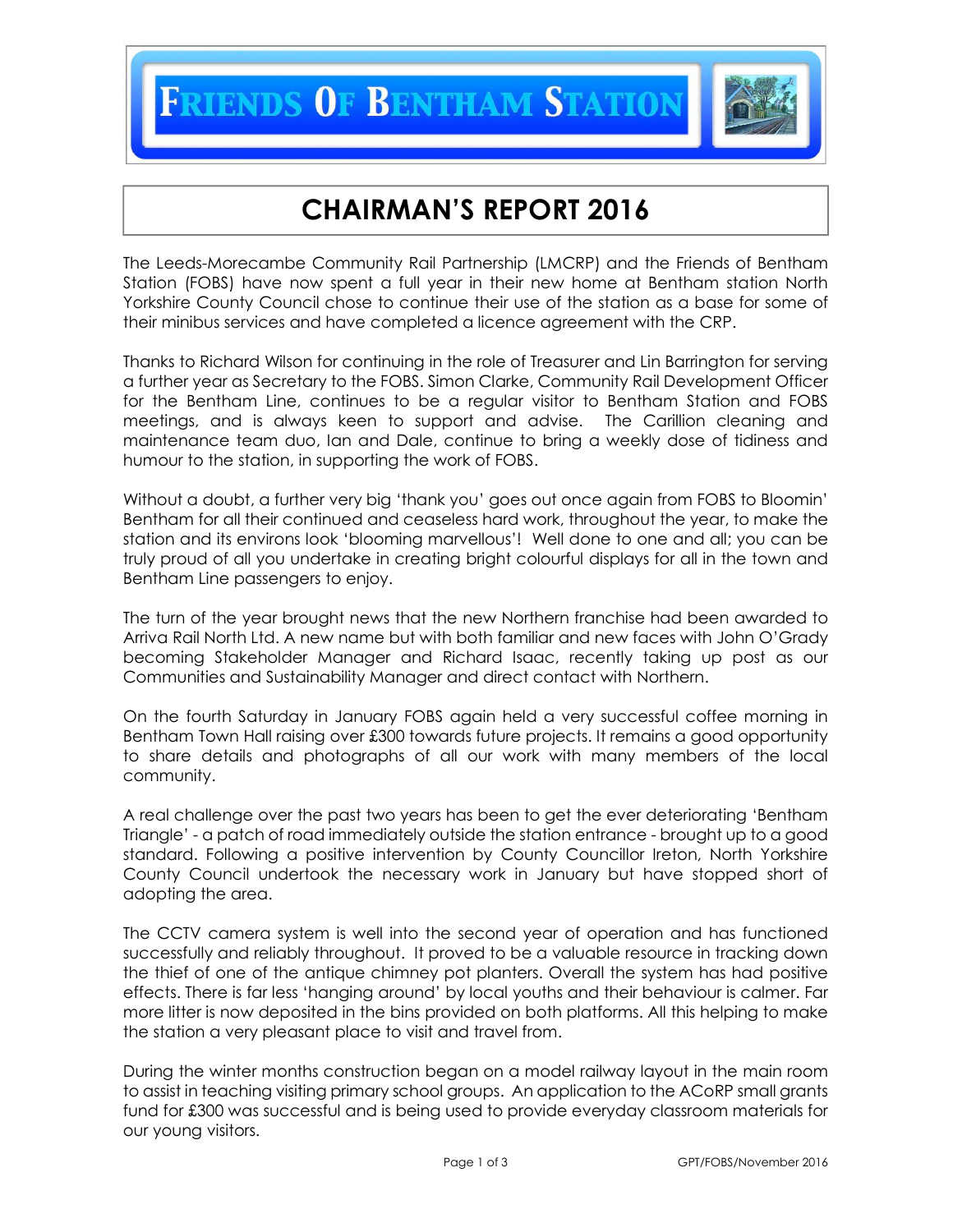# FRIENDS OF BENTHAM STATION

## CHAIRMAN'S REPORT 2016

The Leeds-Morecambe Community Rail Partnership (LMCRP) and the Friends of Bentham Station (FOBS) have now spent a full year in their new home at Bentham station North Yorkshire County Council chose to continue their use of the station as a base for some of their minibus services and have completed a licence agreement with the CRP.

Thanks to Richard Wilson for continuing in the role of Treasurer and Lin Barrington for serving a further year as Secretary to the FOBS. Simon Clarke, Community Rail Development Officer for the Bentham Line, continues to be a regular visitor to Bentham Station and FOBS meetings, and is always keen to support and advise. The Carillion cleaning and maintenance team duo, Ian and Dale, continue to bring a weekly dose of tidiness and humour to the station, in supporting the work of FOBS.

Without a doubt, a further very big 'thank you' goes out once again from FOBS to Bloomin' Bentham for all their continued and ceaseless hard work, throughout the year, to make the station and its environs look 'blooming marvellous'! Well done to one and all; you can be truly proud of all you undertake in creating bright colourful displays for all in the town and Bentham Line passengers to enjoy.

The turn of the year brought news that the new Northern franchise had been awarded to Arriva Rail North Ltd. A new name but with both familiar and new faces with John O'Grady becoming Stakeholder Manager and Richard Isaac, recently taking up post as our Communities and Sustainability Manager and direct contact with Northern.

On the fourth Saturday in January FOBS again held a very successful coffee morning in Bentham Town Hall raising over £300 towards future projects. It remains a good opportunity to share details and photographs of all our work with many members of the local community.

A real challenge over the past two years has been to get the ever deteriorating 'Bentham Triangle' - a patch of road immediately outside the station entrance - brought up to a good standard. Following a positive intervention by County Councillor Ireton, North Yorkshire County Council undertook the necessary work in January but have stopped short of adopting the area.

The CCTV camera system is well into the second year of operation and has functioned successfully and reliably throughout. It proved to be a valuable resource in tracking down the thief of one of the antique chimney pot planters. Overall the system has had positive effects. There is far less 'hanging around' by local youths and their behaviour is calmer. Far more litter is now deposited in the bins provided on both platforms. All this helping to make the station a very pleasant place to visit and travel from.

During the winter months construction began on a model railway layout in the main room to assist in teaching visiting primary school groups. An application to the ACoRP small grants fund for £300 was successful and is being used to provide everyday classroom materials for our young visitors.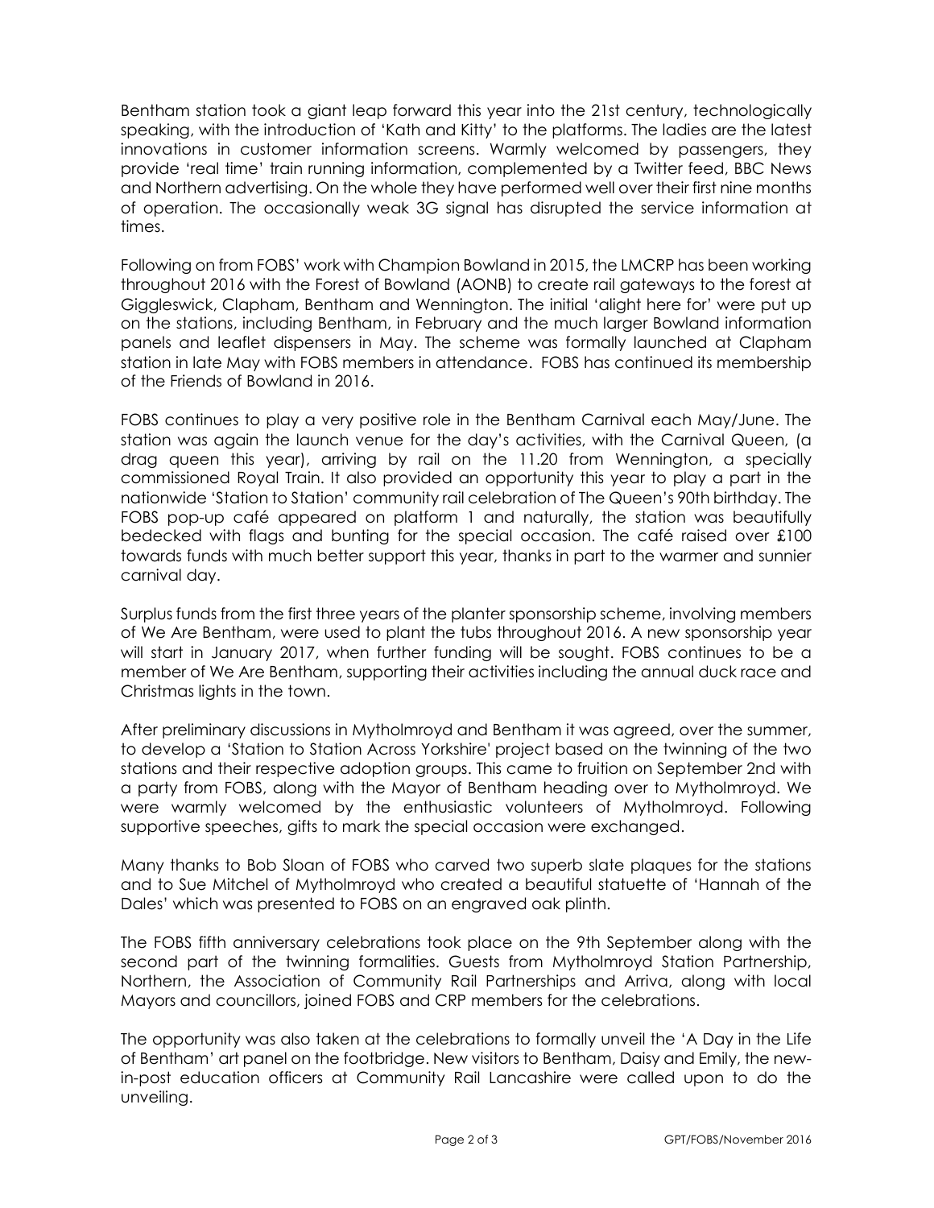Bentham station took a giant leap forward this year into the 21st century, technologically speaking, with the introduction of 'Kath and Kitty' to the platforms. The ladies are the latest innovations in customer information screens. Warmly welcomed by passengers, they provide 'real time' train running information, complemented by a Twitter feed, BBC News and Northern advertising. On the whole they have performed well over their first nine months of operation. The occasionally weak 3G signal has disrupted the service information at times.

Following on from FOBS' work with Champion Bowland in 2015, the LMCRP has been working throughout 2016 with the Forest of Bowland (AONB) to create rail gateways to the forest at Giggleswick, Clapham, Bentham and Wennington. The initial 'alight here for' were put up on the stations, including Bentham, in February and the much larger Bowland information panels and leaflet dispensers in May. The scheme was formally launched at Clapham station in late May with FOBS members in attendance. FOBS has continued its membership of the Friends of Bowland in 2016.

FOBS continues to play a very positive role in the Bentham Carnival each May/June. The station was again the launch venue for the day's activities, with the Carnival Queen, (a drag queen this year), arriving by rail on the 11.20 from Wennington, a specially commissioned Royal Train. It also provided an opportunity this year to play a part in the nationwide 'Station to Station' community rail celebration of The Queen's 90th birthday. The FOBS pop-up café appeared on platform 1 and naturally, the station was beautifully bedecked with flags and bunting for the special occasion. The café raised over £100 towards funds with much better support this year, thanks in part to the warmer and sunnier carnival day.

Surplus funds from the first three years of the planter sponsorship scheme, involving members of We Are Bentham, were used to plant the tubs throughout 2016. A new sponsorship year will start in January 2017, when further funding will be sought. FOBS continues to be a member of We Are Bentham, supporting their activities including the annual duck race and Christmas lights in the town.

After preliminary discussions in Mytholmroyd and Bentham it was agreed, over the summer, to develop a 'Station to Station Across Yorkshire' project based on the twinning of the two stations and their respective adoption groups. This came to fruition on September 2nd with a party from FOBS, along with the Mayor of Bentham heading over to Mytholmroyd. We were warmly welcomed by the enthusiastic volunteers of Mytholmroyd. Following supportive speeches, gifts to mark the special occasion were exchanged.

Many thanks to Bob Sloan of FOBS who carved two superb slate plaques for the stations and to Sue Mitchel of Mytholmroyd who created a beautiful statuette of 'Hannah of the Dales' which was presented to FOBS on an engraved oak plinth.

The FOBS fifth anniversary celebrations took place on the 9th September along with the second part of the twinning formalities. Guests from Mytholmroyd Station Partnership, Northern, the Association of Community Rail Partnerships and Arriva, along with local Mayors and councillors, joined FOBS and CRP members for the celebrations.

The opportunity was also taken at the celebrations to formally unveil the 'A Day in the Life of Bentham' art panel on the footbridge. New visitors to Bentham, Daisy and Emily, the new-in-post education officers at Community Rail Lancashire were called upon to do the unveiling.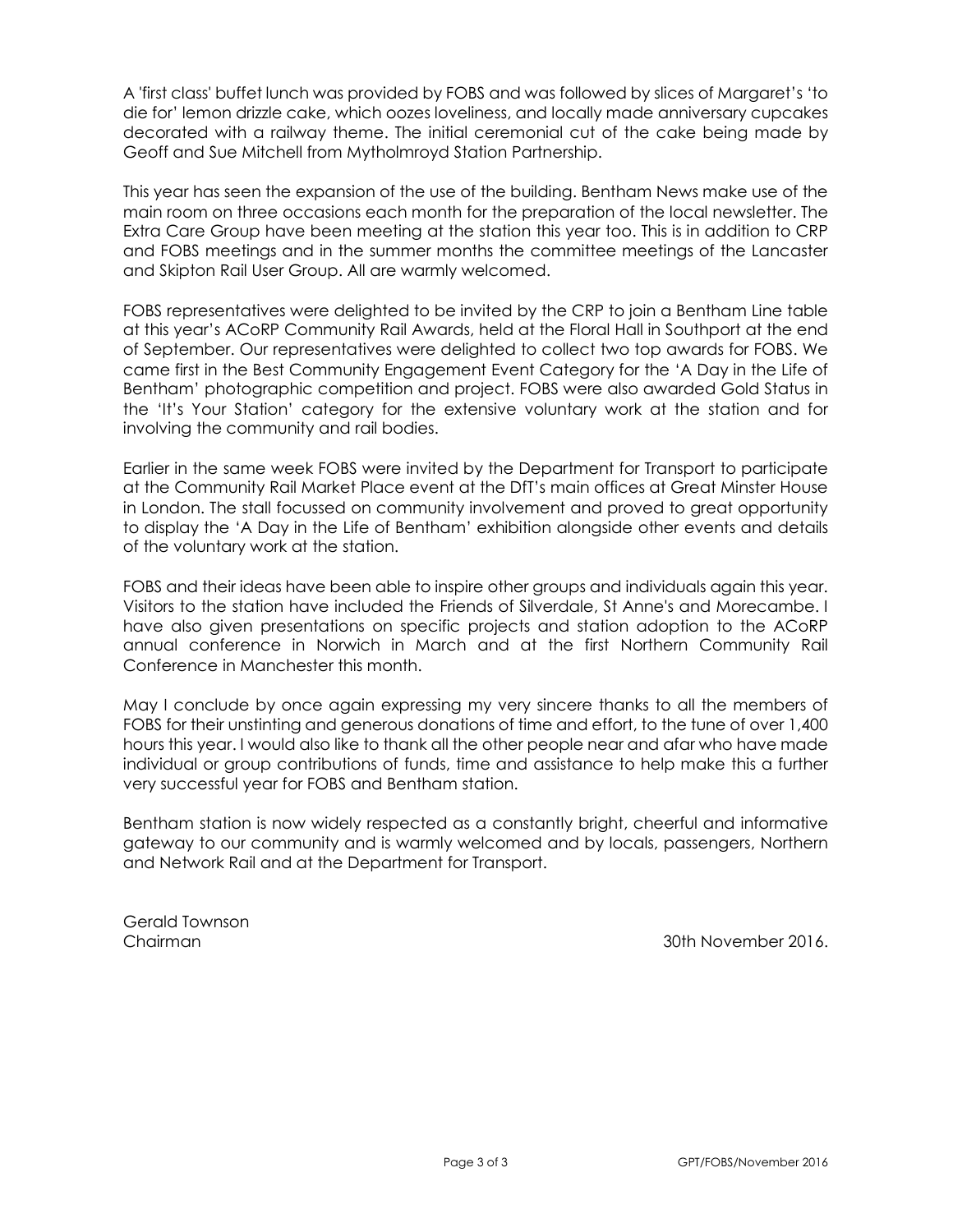A 'first class' buffet lunch was provided by FOBS and was followed by slices of Margaret's 'to die for' lemon drizzle cake, which oozes loveliness, and locally made anniversary cupcakes decorated with a railway theme. The initial ceremonial cut of the cake being made by Geoff and Sue Mitchell from Mytholmroyd Station Partnership.

This year has seen the expansion of the use of the building. Bentham News make use of the main room on three occasions each month for the preparation of the local newsletter. The Extra Care Group have been meeting at the station this year too. This is in addition to CRP and FOBS meetings and in the summer months the committee meetings of the Lancaster and Skipton Rail User Group. All are warmly welcomed.

FOBS representatives were delighted to be invited by the CRP to join a Bentham Line table at this year's ACoRP Community Rail Awards, held at the Floral Hall in Southport at the end of September. Our representatives were delighted to collect two top awards for FOBS. We came first in the Best Community Engagement Event Category for the 'A Day in the Life of Bentham' photographic competition and project. FOBS were also awarded Gold Status in the 'It's Your Station' category for the extensive voluntary work at the station and for involving the community and rail bodies.

Earlier in the same week FOBS were invited by the Department for Transport to participate at the Community Rail Market Place event at the DfT's main offices at Great Minster House in London. The stall focussed on community involvement and proved to great opportunity to display the 'A Day in the Life of Bentham' exhibition alongside other events and details of the voluntary work at the station.

FOBS and their ideas have been able to inspire other groups and individuals again this year. Visitors to the station have included the Friends of Silverdale, St Anne's and Morecambe. I have also given presentations on specific projects and station adoption to the ACoRP annual conference in Norwich in March and at the first Northern Community Rail Conference in Manchester this month.

May I conclude by once again expressing my very sincere thanks to all the members of FOBS for their unstinting and generous donations of time and effort, to the tune of over 1,400 hours this year. I would also like to thank all the other people near and afar who have made individual or group contributions of funds, time and assistance to help make this a further very successful year for FOBS and Bentham station.

Bentham station is now widely respected as a constantly bright, cheerful and informative gateway to our community and is warmly welcomed and by locals, passengers, Northern and Network Rail and at the Department for Transport.

Gerald Townson
Chairman

30th November 2016.